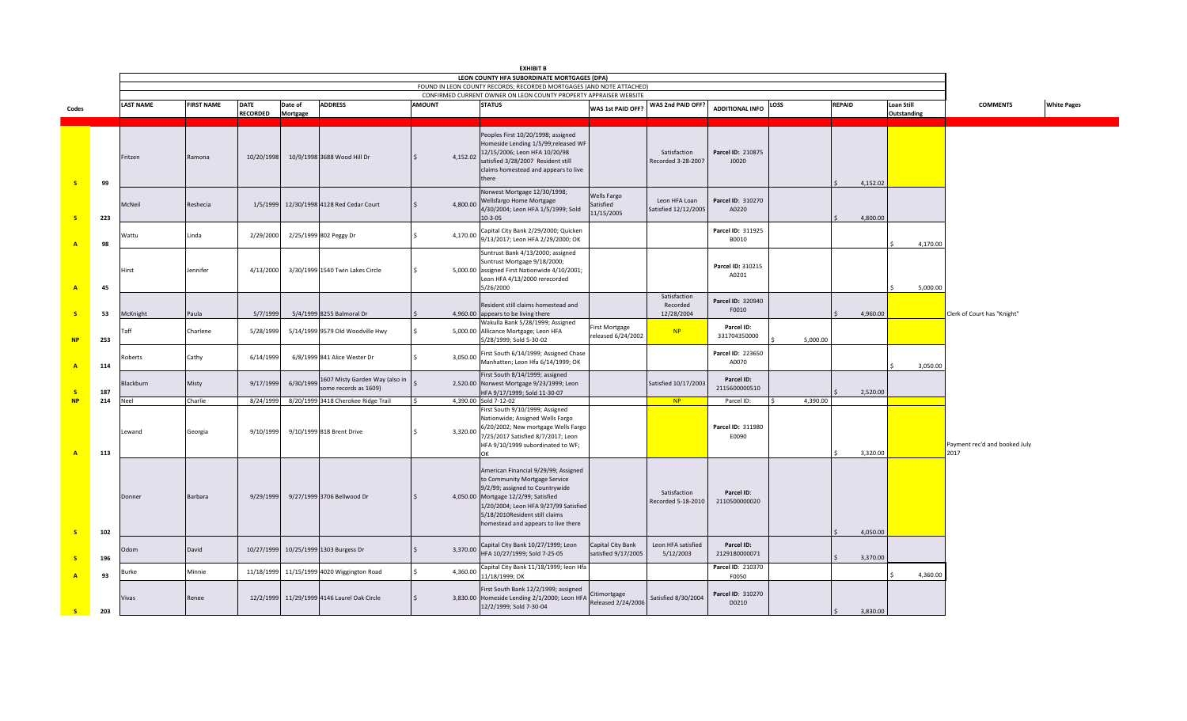**EXHIBIT B**

**LEON COUNTY HFA SUBORDINATE MORTGAGES (DPA)**

FOUND IN LEON COUNTY RECORDS; RECORDED MORTGAGES (AND NOTE ATTACHED)

CONFIRMED CURRENT OWNER ON LEON COUNTY PROPERTY APPRAISER WEBSITE

| Codes | | LAST NAME | FIRST NAME | DATE RECORDED | Date of Mortgage | ADDRESS | AMOUNT | STATUS | WAS 1st PAID OFF? | WAS 2nd PAID OFF? | ADDITIONAL INFO | LOSS | REPAID | Loan Still Outstanding | COMMENTS | White Pages |
|---|---|---|---|---|---|---|---|---|---|---|---|---|---|---|---|---|
| S | 99 | Fritzen | Ramona | 10/20/1998 | 10/9/1998 | 3688 Wood Hill Dr | $ 4,152.02 | Peoples First 10/20/1998; assigned Homeside Lending 1/5/99;released WF 12/15/2006; Leon HFA 10/20/98 satisfied 3/28/2007 Resident still claims homestead and appears to live there | | Satisfaction Recorded 3-28-2007 | Parcel ID: 210875 J0020 | | $ 4,152.02 | | | |
| S | 223 | McNeil | Reshecia | 1/5/1999 | 12/30/1998 | 4128 Red Cedar Court | $ 4,800.00 | Norwest Mortgage 12/30/1998; Wellsfargo Home Mortgage 4/30/2004; Leon HFA 1/5/1999; Sold 10-3-05 | Wells Fargo Satisfied 11/15/2005 | Leon HFA Loan Satisfied 12/12/2005 | Parcel ID: 310270 A0220 | | $ 4,800.00 | | | |
| A | 98 | Wattu | Linda | 2/29/2000 | 2/25/1999 | 802 Peggy Dr | $ 4,170.00 | Capital City Bank 2/29/2000; Quicken 9/13/2017; Leon HFA 2/29/2000; OK | | | Parcel ID: 311925 B0010 | | | $ 4,170.00 | | |
| A | 45 | Hirst | Jennifer | 4/13/2000 | 3/30/1999 | 1540 Twin Lakes Circle | $ 5,000.00 | Suntrust Bank 4/13/2000; assigned Suntrust Mortgage 9/18/2000; assigned First Nationwide 4/10/2001; Leon HFA 4/13/2000 rerecorded 5/26/2000 | | | Parcel ID: 310215 A0201 | | | $ 5,000.00 | | |
| S | 53 | McKnight | Paula | 5/7/1999 | 5/4/1999 | 8255 Balmoral Dr | $ 4,960.00 | Resident still claims homestead and appears to be living there | | Satisfaction Recorded 12/28/2004 | Parcel ID: 320940 F0010 | | $ 4,960.00 | | Clerk of Court has "Knight" | |
| NP | 253 | Taff | Charlene | 5/28/1999 | 5/14/1999 | 9579 Old Woodville Hwy | $ 5,000.00 | Wakulla Bank 5/28/1999; Assigned Allicance Mortgage; Leon HFA 5/28/1999; Sold 5-30-02 | First Mortgage released 6/24/2002 | NP | Parcel ID: 331704350000 | $ 5,000.00 | | | | |
| A | 114 | Roberts | Cathy | 6/14/1999 | 6/8/1999 | 841 Alice Wester Dr | $ 3,050.00 | First South 6/14/1999; Assigned Chase Manhatten; Leon Hfa 6/14/1999; OK | | | Parcel ID: 223650 A0070 | | | $ 3,050.00 | | |
| S | 187 | Blackburn | Misty | 9/17/1999 | 6/30/1999 | 1607 Misty Garden Way (also in some records as 1609) | $ 2,520.00 | First South 8/14/1999; assigned Norwest Mortgage 9/23/1999; Leon HFA 9/17/1999; Sold 11-30-07 | | Satisfied 10/17/2003 | Parcel ID: 2115600000510 | | $ 2,520.00 | | | |
| NP | 214 | Neel | Charlie | 8/24/1999 | 8/20/1999 | 3418 Cherokee Ridge Trail | $ 4,390.00 | Sold 7-12-02 | | NP | Parcel ID: | $ 4,390.00 | | | | |
| A | 113 | Lewand | Georgia | 9/10/1999 | 9/10/1999 | 818 Brent Drive | $ 3,320.00 | First South 9/10/1999; Assigned Nationwide; Assigned Wells Fargo 6/20/2002; New mortgage Wells Fargo 7/25/2017 Satisfied 8/7/2017; Leon HFA 9/10/1999 subordinated to WF; OK | | | Parcel ID: 311980 E0090 | | $ 3,320.00 | | Payment rec'd and booked July 2017 | |
| S | 102 | Donner | Barbara | 9/29/1999 | 9/27/1999 | 3706 Bellwood Dr | $ 4,050.00 | American Financial 9/29/99; Assigned to Community Mortgage Service 9/2/99; assigned to Countrywide Mortgage 12/2/99; Satisfied 1/20/2004; Leon HFA 9/27/99 Satisfied 5/18/2010Resident still claims homestead and appears to live there | | Satisfaction Recorded 5-18-2010 | Parcel ID: 2110500000020 | | $ 4,050.00 | | | |
| S | 196 | Odom | David | 10/27/1999 | 10/25/1999 | 1303 Burgess Dr | $ 3,370.00 | Capital City Bank 10/27/1999; Leon HFA 10/27/1999; Sold 7-25-05 | Capital City Bank satisfied 9/17/2005 | Leon HFA satisfied 5/12/2003 | Parcel ID: 2129180000071 | | $ 3,370.00 | | | |
| A | 93 | Burke | Minnie | 11/18/1999 | 11/15/1999 | 4020 Wiggington Road | $ 4,360.00 | Capital City Bank 11/18/1999; leon Hfa 11/18/1999; OK | | | Parcel ID: 210370 F0050 | | | $ 4,360.00 | | |
| S | 203 | Vivas | Renee | 12/2/1999 | 11/29/1999 | 4146 Laurel Oak Circle | $ 3,830.00 | First South Bank 12/2/1999; assigned Homeside Lending 2/1/2000; Leon HFA 12/2/1999; Sold 7-30-04 | Citimortgage Released 2/24/2006 | Satisfied 8/30/2004 | Parcel ID: 310270 D0210 | | $ 3,830.00 | | | |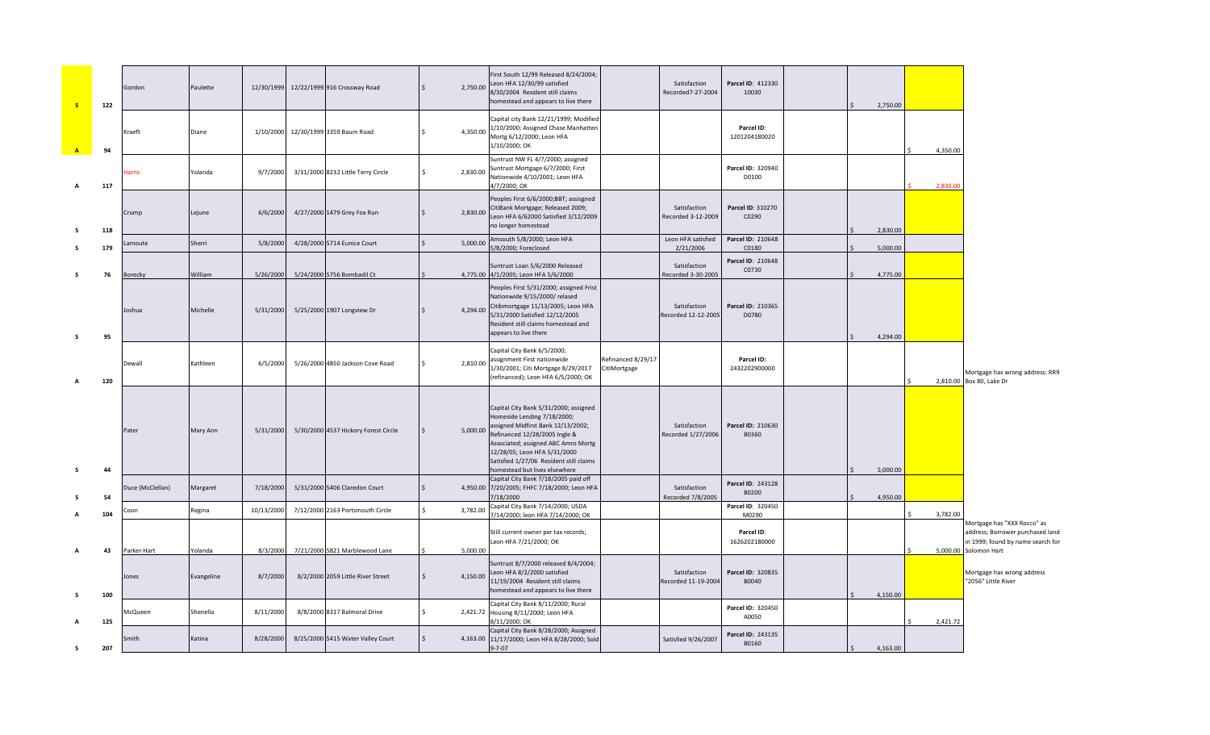| | | | | | | | | | | | | | | | |
|---|---|---|---|---|---|---|---|---|---|---|---|---|---|---|---|
| S | 122 | Gordon | Paulette | 12/30/1999 | 12/22/1999 | 916 Crossway Road | $ 2,750.00 | First South 12/99 Released 8/24/2004; Leon HFA 12/30/99 satisfied 8/30/2004 Resident still claims homestead and appears to live there | | Satisfaction Recorded7-27-2004 | Parcel ID: 412330 10030 | | $ 2,750.00 | | |
| A | 94 | Kraeft | Diane | 1/10/2000 | 12/30/1999 | 3359 Baum Road | $ 4,350.00 | Capital city Bank 12/21/1999; Modified 1/10/2000; Assigned Chase Manhatten Mortg 6/12/2000; Leon HFA 1/10/2000; OK | | | Parcel ID: 1201204180020 | | | $ 4,350.00 | |
| A | 117 | Harris | Yolanda | 9/7/2000 | 3/31/2000 | 8232 Little Terry Circle | $ 2,830.00 | Suntrust NW FL 4/7/2000; assigned Suntrust Mortgage 6/7/2000; First Nationwide 4/10/2001; Leon HFA 4/7/2000; OK | | | Parcel ID: 320940 D0100 | | | $ 2,830.00 | |
| S | 118 | Crump | Lejune | 6/6/2000 | 4/27/2000 | 1479 Grey Fox Run | $ 2,830.00 | Peoples First 6/6/2000;BBT; assisgned CitiBank Mortgage; Released 2009; Leon HFA 6/62000 Satisfied 3/12/2009 no longer homestead | | Satisfaction Recorded 3-12-2009 | Parcel ID: 310270 C0290 | | $ 2,830.00 | | |
| S | 179 | Lamoute | Sherri | 5/8/2000 | 4/28/2000 | 5714 Eunice Court | $ 5,000.00 | Amsouth 5/8/2000; Leon HFA 5/8/2000; Foreclosed | | Leon HFA satisfied 2/21/2006 | Parcel ID: 210648 C0180 | | $ 5,000.00 | | |
| S | 76 | Borecky | William | 5/26/2000 | 5/24/2000 | 5756 Bombadil Ct | $ 4,775.00 | Suntrust Loan 5/6/2000 Released 4/1/2005; Leon HFA 5/6/2000 | | Satisfaction Recorded 3-30-2005 | Parcel ID: 210648 C0730 | | $ 4,775.00 | | |
| S | 95 | Joshua | Michelle | 5/31/2000 | 5/25/2000 | 1907 Longview Dr | $ 4,294.00 | Peoples First 5/31/2000; assigned Frist Nationwide 9/15/2000/ relased Citibmortgage 11/13/2005; Leon HFA 5/31/2000 Satisfied 12/12/2005 Resident still claims homestead and appears to live there | | Satisfaction Recorded 12-12-2005 | Parcel ID: 210365 D0780 | | $ 4,294.00 | | |
| A | 120 | Dewall | Kathleen | 6/5/2000 | 5/26/2000 | 4850 Jackson Cove Road | $ 2,810.00 | Capital City Bank 6/5/2000; assignment First nationwide 1/30/2001; Citi Mortgage 8/29/2017 (refinanced); Leon HFA 6/5/2000; OK | Refinanced 8/29/17 CitiMortgage | | Parcel ID: 2432202900000 | | | $ 2,810.00 | Mortgage has wrong address: RR9 Box 80, Lake Dr |
| S | 44 | Pater | Mary Ann | 5/31/2000 | 5/30/2000 | 4537 Hickory Forest Circle | $ 5,000.00 | Capital City Bank 5/31/2000; assigned Homeside Lending 7/18/2000; assigned Midfirst Bank 12/13/2002; Refinanced 12/28/2005 Ingle & Associated; assigned ABC Amro Mortg 12/28/05; Leon HFA 5/31/2000 Satisfied 1/27/06 Resident still claims homestead but lives elsewhere | | Satisfaction Recorded 1/27/2006 | Parcel ID: 210630 B0360 | | $ 5,000.00 | | |
| S | 54 | Duce (McClellan) | Margaret | 7/18/2000 | 5/31/2000 | 5406 Claredon Court | $ 4,950.00 | Capital City Bank 7/18/2005 paid off 7/20/2005; FHFC 7/18/2000; Leon HFA 7/18/2000 | | Satisfaction Recorded 7/8/2005 | Parcel ID: 243128 B0200 | | $ 4,950.00 | | |
| A | 104 | Coon | Regina | 10/13/2000 | 7/12/2000 | 2163 Portsmouth Circle | $ 3,782.00 | Capital City Bank 7/14/2000; USDA 7/14/2000; leon HFA 7/14/2000; OK | | | Parcel ID: 320450 M0290 | | | $ 3,782.00 | |
| A | 43 | Parker-Hart | Yolanda | 8/3/2000 | 7/21/2000 | 5821 Marblewood Lane | $ 5,000.00 | Still current owner per tax records; Leon HFA 7/21/2000; OK | | | Parcel ID: 1626202180000 | | | $ 5,000.00 | Mortgage has "XXX Rocco" as address; Borrower purchased land in 1999; found by name search for Solomon Hart |
| S | 100 | Jones | Evangeline | 8/7/2000 | 8/2/2000 | 2059 Little River Street | $ 4,150.00 | Suntrust 8/7/2000 released 8/4/2004; Leon HFA 8/2/2000 satisfied 11/19/2004 Resident still claims homestead and appears to live there | | Satisfaction Recorded 11-19-2004 | Parcel ID: 320835 B0040 | | $ 4,150.00 | | Mortgage has wrong address "2056" Little River |
| A | 125 | McQueen | Shenella | 8/11/2000 | 8/8/2000 | 8317 Balmoral Drive | $ 2,421.72 | Capital City Bank 8/11/2000; Rural Housing 8/11/2000; Leon HFA 8/11/2000; OK | | | Parcel ID: 320450 A0050 | | | $ 2,421.72 | |
| S | 207 | Smith | Katina | 8/28/2000 | 8/25/2000 | 5415 Water Valley Court | $ 4,163.00 | Capital City Bank 8/28/2000; Assigned 11/17/2000; Leon HFA 8/28/2000; Sold 9-7-07 | | Satisfied 9/26/2007 | Parcel ID: 243135 B0160 | | $ 4,163.00 | | |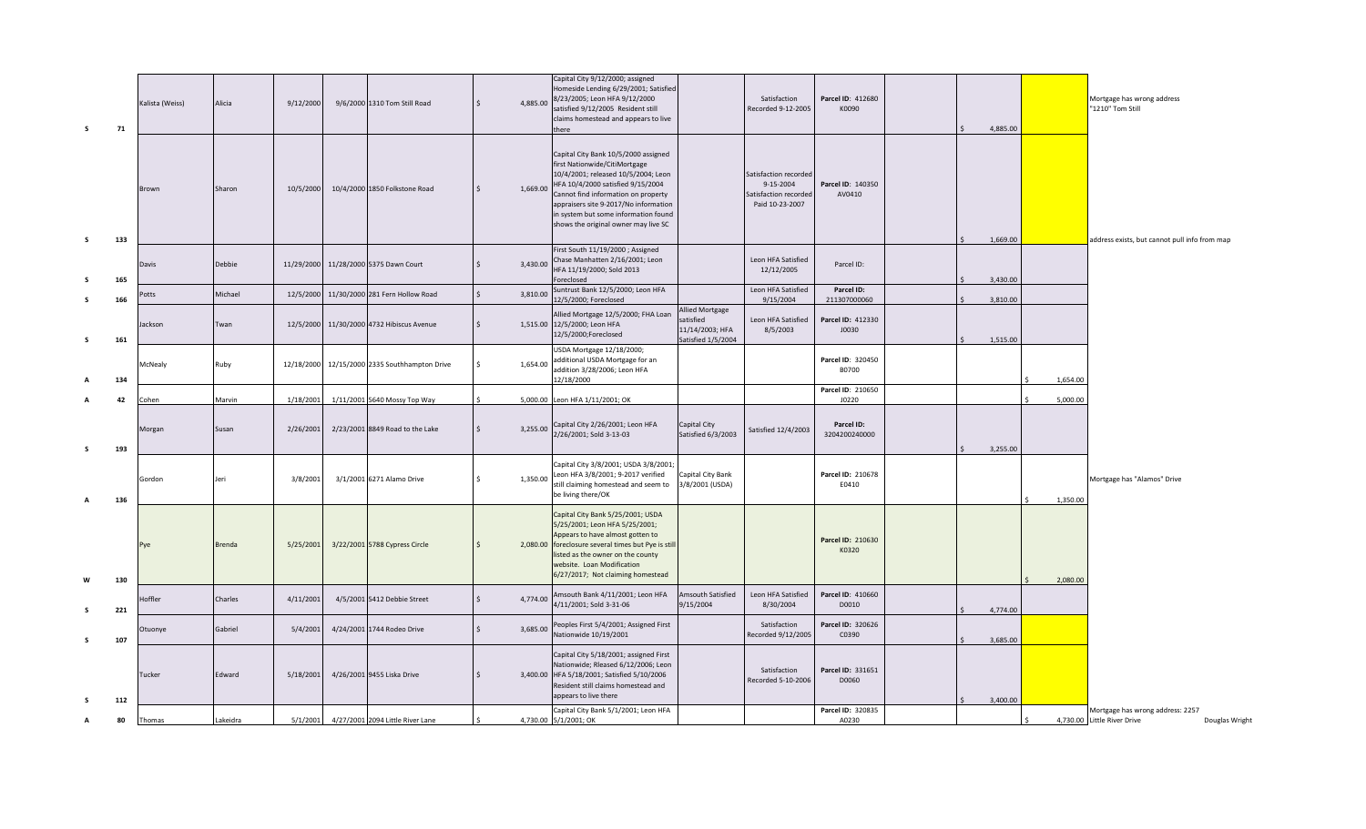| | | | | | | | | | | | | | | | | |
|---|---|---|---|---|---|---|---|---|---|---|---|---|---|---|---|---|
| S | 71 | Kalista (Weiss) | Alicia | 9/12/2000 | 9/6/2000 | 1310 Tom Still Road | $ 4,885.00 | Capital City 9/12/2000; assigned Homeside Lending 6/29/2001; Satisfied 8/23/2005; Leon HFA 9/12/2000 satisfied 9/12/2005 Resident still claims homestead and appears to live there | | Satisfaction Recorded 9-12-2005 | Parcel ID: 412680 K0090 | | $ 4,885.00 | | Mortgage has wrong address "1210" Tom Still | |
| S | 133 | Brown | Sharon | 10/5/2000 | 10/4/2000 | 1850 Folkstone Road | $ 1,669.00 | Capital City Bank 10/5/2000 assigned first Nationwide/CitiMortgage 10/4/2000; released 10/5/2004; Leon HFA 10/4/2000 satisfied 9/15/2004 Cannot find information on property appraisers site 9-2017/No information in system but some information found shows the original owner may live SC | | Satisfaction recorded 9-15-2004 Satisfaction recorded Paid 10-23-2007 | Parcel ID: 140350 AV0410 | | $ 1,669.00 | | address exists, but cannot pull info from map | |
| S | 165 | Davis | Debbie | 11/29/2000 | 11/28/2000 | 5375 Dawn Court | $ 3,430.00 | First South 11/19/2000 ; Assigned Chase Manhatten 2/16/2001; Leon HFA 11/19/2000; Sold 2013 Foreclosed | | Leon HFA Satisfied 12/12/2005 | Parcel ID: | | $ 3,430.00 | | | |
| S | 166 | Potts | Michael | 12/5/2000 | 11/30/2000 | 281 Fern Hollow Road | $ 3,810.00 | Suntrust Bank 12/5/2000; Leon HFA 12/5/2000; Foreclosed | | Leon HFA Satisfied 9/15/2004 | Parcel ID: 211307000060 | | $ 3,810.00 | | | |
| S | 161 | Jackson | Twan | 12/5/2000 | 11/30/2000 | 4732 Hibiscus Avenue | $ 1,515.00 | Allied Mortgage 12/5/2000; FHA Loan 12/5/2000; Leon HFA 12/5/2000;Foreclosed | Allied Mortgage satisfied 11/14/2003; HFA Satisfied 1/5/2004 | Leon HFA Satisfied 8/5/2003 | Parcel ID: 412330 J0030 | | $ 1,515.00 | | | |
| A | 134 | McNealy | Ruby | 12/18/2000 | 12/15/2000 | 2335 Southhampton Drive | $ 1,654.00 | USDA Mortgage 12/18/2000; additional USDA Mortgage for an addition 3/28/2006; Leon HFA 12/18/2000 | | | Parcel ID: 320450 B0700 | | | $ 1,654.00 | | |
| A | 42 | Cohen | Marvin | 1/18/2001 | 1/11/2001 | 5640 Mossy Top Way | $ 5,000.00 | Leon HFA 1/11/2001; OK | | | Parcel ID: 210650 J0220 | | | $ 5,000.00 | | |
| S | 193 | Morgan | Susan | 2/26/2001 | 2/23/2001 | 8849 Road to the Lake | $ 3,255.00 | Capital City 2/26/2001; Leon HFA 2/26/2001; Sold 3-13-03 | Capital City Satisfied 6/3/2003 | Satisfied 12/4/2003 | Parcel ID: 3204200240000 | | $ 3,255.00 | | | |
| A | 136 | Gordon | Jeri | 3/8/2001 | 3/1/2001 | 6271 Alamo Drive | $ 1,350.00 | Capital City 3/8/2001; USDA 3/8/2001; Leon HFA 3/8/2001; 9-2017 verified still claiming homestead and seem to be living there/OK | Capital City Bank 3/8/2001 (USDA) | | Parcel ID: 210678 E0410 | | | $ 1,350.00 | Mortgage has "Alamos" Drive | |
| W | 130 | Pye | Brenda | 5/25/2001 | 3/22/2001 | 5788 Cypress Circle | $ 2,080.00 | Capital City Bank 5/25/2001; USDA 5/25/2001; Leon HFA 5/25/2001; Appears to have almost gotten to foreclosure several times but Pye is still listed as the owner on the county website. Loan Modification 6/27/2017; Not claiming homestead | | | Parcel ID: 210630 K0320 | | | $ 2,080.00 | | |
| S | 221 | Hoffler | Charles | 4/11/2001 | 4/5/2001 | 5412 Debbie Street | $ 4,774.00 | Amsouth Bank 4/11/2001; Leon HFA 4/11/2001; Sold 3-31-06 | Amsouth Satisfied 9/15/2004 | Leon HFA Satisfied 8/30/2004 | Parcel ID: 410660 D0010 | | $ 4,774.00 | | | |
| S | 107 | Otuonye | Gabriel | 5/4/2001 | 4/24/2001 | 1744 Rodeo Drive | $ 3,685.00 | Peoples First 5/4/2001; Assigned First Nationwide 10/19/2001 | | Satisfaction Recorded 9/12/2005 | Parcel ID: 320626 C0390 | | $ 3,685.00 | | | |
| S | 112 | Tucker | Edward | 5/18/2001 | 4/26/2001 | 9455 Liska Drive | $ 3,400.00 | Capital City 5/18/2001; assigned First Nationwide; Rleased 6/12/2006; Leon HFA 5/18/2001; Satisfied 5/10/2006 Resident still claims homestead and appears to live there | | Satisfaction Recorded 5-10-2006 | Parcel ID: 331651 D0060 | | $ 3,400.00 | | | |
| A | 80 | Thomas | Lakeidra | 5/1/2001 | 4/27/2001 | 2094 Little River Lane | $ 4,730.00 | Capital City Bank 5/1/2001; Leon HFA 5/1/2001; OK | | | Parcel ID: 320835 A0230 | | | $ 4,730.00 | Mortgage has wrong address: 2257 Little River Drive | Douglas Wright |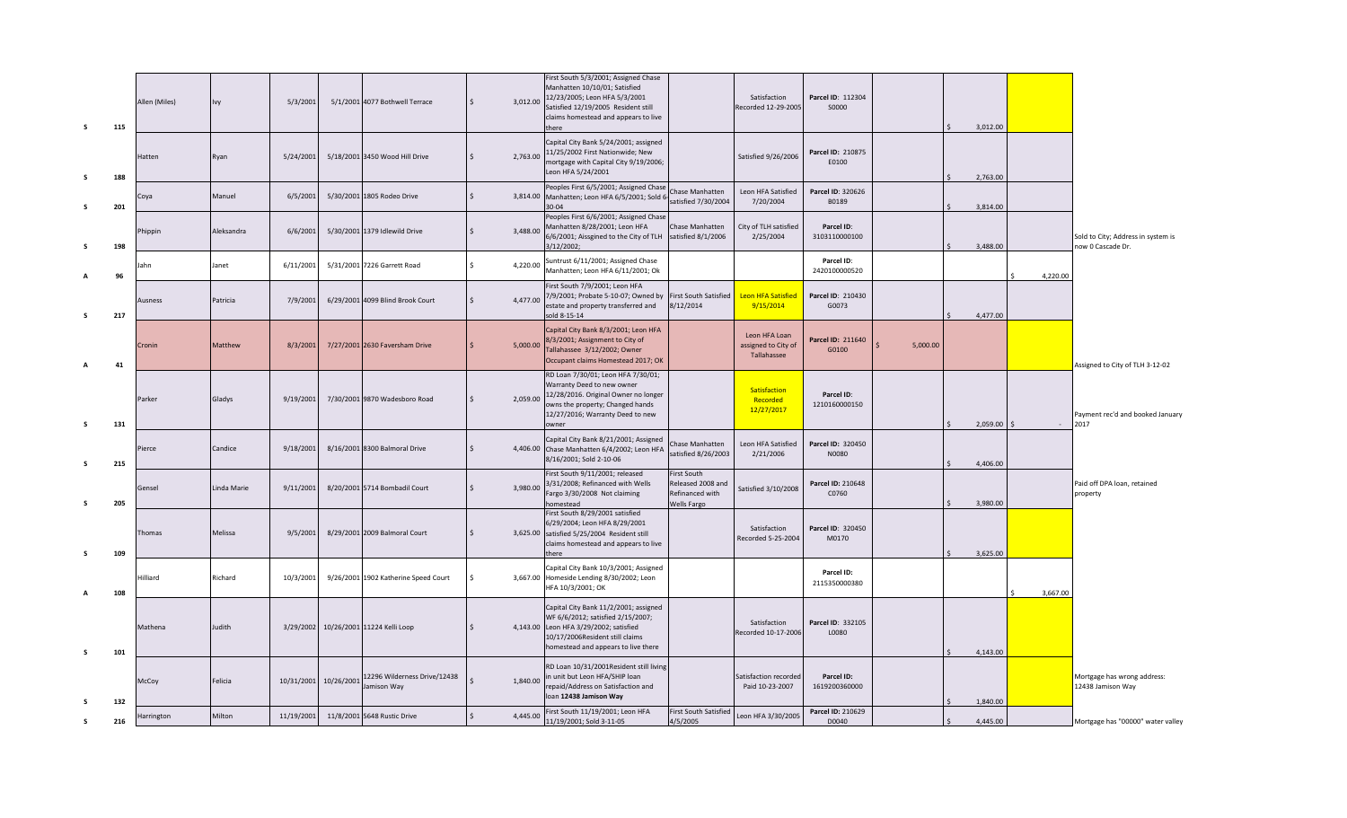| | | | | | | | | | | | | | | | |
|---|---|---|---|---|---|---|---|---|---|---|---|---|---|---|---|
| S | 115 | Allen (Miles) | Ivy | 5/3/2001 | 5/1/2001 | 4077 Bothwell Terrace | $ 3,012.00 | First South 5/3/2001; Assigned Chase Manhatten 10/10/01; Satisfied 12/23/2005; Leon HFA 5/3/2001 Satisfied 12/19/2005 Resident still claims homestead and appears to live there | | Satisfaction Recorded 12-29-2005 | **Parcel ID:** 112304 S0000 | | $ 3,012.00 | | |
| S | 188 | Hatten | Ryan | 5/24/2001 | 5/18/2001 | 3450 Wood Hill Drive | $ 2,763.00 | Capital City Bank 5/24/2001; assigned 11/25/2002 First Nationwide; New mortgage with Capital City 9/19/2006; Leon HFA 5/24/2001 | | Satisfied 9/26/2006 | **Parcel ID:** 210875 E0100 | | $ 2,763.00 | | |
| S | 201 | Coya | Manuel | 6/5/2001 | 5/30/2001 | 1805 Rodeo Drive | $ 3,814.00 | Peoples First 6/5/2001; Assigned Chase Manhatten; Leon HFA 6/5/2001; Sold 6-30-04 | Chase Manhatten satisfied 7/30/2004 | Leon HFA Satisfied 7/20/2004 | **Parcel ID:** 320626 B0189 | | $ 3,814.00 | | |
| S | 198 | Phippin | Aleksandra | 6/6/2001 | 5/30/2001 | 1379 Idlewild Drive | $ 3,488.00 | Peoples First 6/6/2001; Assigned Chase Manhatten 8/28/2001; Leon HFA 6/6/2001; Aissgned to the City of TLH 3/12/2002; | Chase Manhatten satisfied 8/1/2006 | City of TLH satisfied 2/25/2004 | **Parcel ID:** 3103110000100 | | $ 3,488.00 | | Sold to City; Address in system is now 0 Cascade Dr. |
| A | 96 | Jahn | Janet | 6/11/2001 | 5/31/2001 | 7226 Garrett Road | $ 4,220.00 | Suntrust 6/11/2001; Assigned Chase Manhatten; Leon HFA 6/11/2001; Ok | | | **Parcel ID:** 2420100000520 | | | $ 4,220.00 | |
| S | 217 | Ausness | Patricia | 7/9/2001 | 6/29/2001 | 4099 Blind Brook Court | $ 4,477.00 | First South 7/9/2001; Leon HFA 7/9/2001; Probate 5-10-07; Owned by estate and property transferred and sold 8-15-14 | First South Satisfied 8/12/2014 | Leon HFA Satisfied 9/15/2014 | **Parcel ID:** 210430 G0073 | | $ 4,477.00 | | |
| A | 41 | Cronin | Matthew | 8/3/2001 | 7/27/2001 | 2630 Faversham Drive | $ 5,000.00 | Capital City Bank 8/3/2001; Leon HFA 8/3/2001; Assignment to City of Tallahassee 3/12/2002; Owner Occupant claims Homestead 2017; OK | | Leon HFA Loan assigned to City of Tallahassee | **Parcel ID:** 211640 G0100 | $ 5,000.00 | | | Assigned to City of TLH 3-12-02 |
| S | 131 | Parker | Gladys | 9/19/2001 | 7/30/2001 | 9870 Wadesboro Road | $ 2,059.00 | RD Loan 7/30/01; Leon HFA 7/30/01; Warranty Deed to new owner 12/28/2016. Original Owner no longer owns the property; Changed hands 12/27/2016; Warranty Deed to new owner | | Satisfaction Recorded 12/27/2017 | **Parcel ID:** 1210160000150 | | $ 2,059.00 | $ - | Payment rec'd and booked January 2017 |
| S | 215 | Pierce | Candice | 9/18/2001 | 8/16/2001 | 8300 Balmoral Drive | $ 4,406.00 | Capital City Bank 8/21/2001; Assigned Chase Manhatten 6/4/2002; Leon HFA 8/16/2001; Sold 2-10-06 | Chase Manhatten satisfied 8/26/2003 | Leon HFA Satisfied 2/21/2006 | **Parcel ID:** 320450 N0080 | | $ 4,406.00 | | |
| S | 205 | Gensel | Linda Marie | 9/11/2001 | 8/20/2001 | 5714 Bombadil Court | $ 3,980.00 | First South 9/11/2001; released 3/31/2008; Refinanced with Wells Fargo 3/30/2008 Not claiming homestead | First South Released 2008 and Refinanced with Wells Fargo | Satisfied 3/10/2008 | **Parcel ID:** 210648 C0760 | | $ 3,980.00 | | Paid off DPA loan, retained property |
| S | 109 | Thomas | Melissa | 9/5/2001 | 8/29/2001 | 2009 Balmoral Court | $ 3,625.00 | First South 8/29/2001 satisfied 6/29/2004; Leon HFA 8/29/2001 satisfied 5/25/2004 Resident still claims homestead and appears to live there | | Satisfaction Recorded 5-25-2004 | **Parcel ID:** 320450 M0170 | | $ 3,625.00 | | |
| A | 108 | Hilliard | Richard | 10/3/2001 | 9/26/2001 | 1902 Katherine Speed Court | $ 3,667.00 | Capital City Bank 10/3/2001; Assigned Homeside Lending 8/30/2002; Leon HFA 10/3/2001; OK | | | **Parcel ID:** 2115350000380 | | | $ 3,667.00 | |
| S | 101 | Mathena | Judith | 3/29/2002 | 10/26/2001 | 11224 Kelli Loop | $ 4,143.00 | Capital City Bank 11/2/2001; assigned WF 6/6/2012; satisfied 2/15/2007; Leon HFA 3/29/2002; satisfied 10/17/2006Resident still claims homestead and appears to live there | | Satisfaction Recorded 10-17-2006 | **Parcel ID:** 332105 L0080 | | $ 4,143.00 | | |
| S | 132 | McCoy | Felicia | 10/31/2001 | 10/26/2001 | 12296 Wilderness Drive/12438 Jamison Way | $ 1,840.00 | RD Loan 10/31/2001Resident still living in unit but Leon HFA/SHIP loan repaid/Address on Satisfaction and loan **12438 Jamison Way** | | Satisfaction recorded Paid 10-23-2007 | **Parcel ID:** 1619200360000 | | $ 1,840.00 | | Mortgage has wrong address: 12438 Jamison Way |
| S | 216 | Harrington | Milton | 11/19/2001 | 11/8/2001 | 5648 Rustic Drive | $ 4,445.00 | First South 11/19/2001; Leon HFA 11/19/2001; Sold 3-11-05 | First South Satisfied 4/5/2005 | Leon HFA 3/30/2005 | **Parcel ID:** 210629 D0040 | | $ 4,445.00 | | Mortgage has "00000" water valley |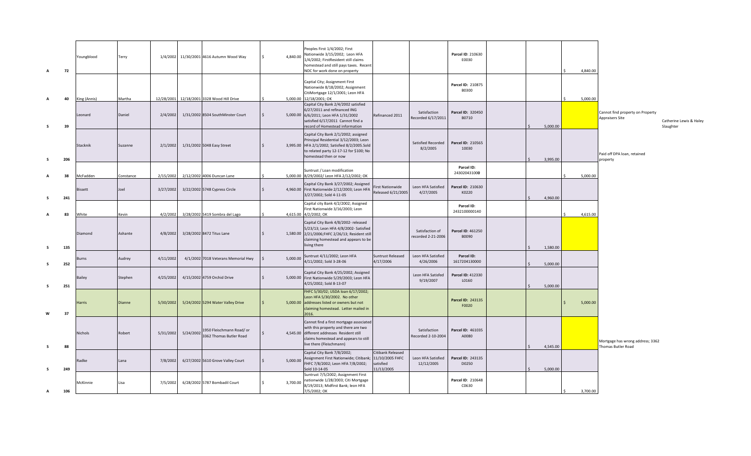| | | | | | | | | | | | | | | | | |
|---|---|---|---|---|---|---|---|---|---|---|---|---|---|---|---|---|
| A | 72 | Youngblood | Terry | 1/4/2002 | 11/30/2001 | 4616 Autumn Wood Way | $ 4,840.00 | Peoples First 1/4/2002; First Nationwide 3/15/2002; Leon HFA 1/4/2002; FirstResident still claims homestead and still pays taxes. Recent NOC for work done on property | | | Parcel ID: 210630 E0030 | | | $ 4,840.00 | | |
| A | 40 | King (Annis) | Martha | 12/28/2001 | 12/18/2001 | 3328 Wood Hill Drive | $ 5,000.00 | Captial City; Assignment First Nationwide 8/18/2002; Assignment CitiMortgage 12/1/2001; Leon HFA 12/18/2001; OK | | | Parcel ID: 210875 B0300 | | | $ 5,000.00 | | |
| S | 39 | Leonard | Daniel | 2/4/2002 | 1/31/2002 | 8504 SouthMinster Court | $ 5,000.00 | Capital City Bank 2/4/2002 satisfied 6/27/2011 and refinanced ING 6/6/2011; Leon HFA 1/31/2002 satisfied 6/17/2011 Cannot find a record of Homestead information | Refinanced 2011 | Satisfaction Recorded 6/17/2011 | Parcel ID: 320450 B0710 | | $ 5,000.00 | | Cannot find property on Property Appraisers Site | Catherine Lewis & Haley Slaughter |
| S | 206 | Stacknik | Suzanne | 2/1/2002 | 1/31/2002 | 5048 Easy Street | $ 3,995.00 | Capital City Bank 2/1/2002; assigned Principal Residential 3/12/2003; Leon HFA 2/1/2002; Satisfied 8/2/2005.Sold to related party 12-17-12 for $100; No homestead then or now | | Satisfied Recorded 8/2/2005 | Parcel ID: 210565 10030 | | $ 3,995.00 | | Paid off DPA loan, retained property | |
| A | 38 | McFadden | Constance | 2/15/2002 | 2/12/2002 | 4006 Duncan Lane | $ 5,000.00 | Suntrust / Loan modification 8/29/2002/ Leon HFA 2/12/2002; OK | | | Parcel ID: 243020431000 | | | $ 5,000.00 | | |
| S | 241 | Bissett | Joel | 3/27/2002 | 3/22/2002 | 5748 Cypress Circle | $ 4,960.00 | Capital City Bank 3/27/2002; Assigned First Nationwide 2/12/2003; Leon HFA 3/27/2002; Sold 4-11-05 | First Nationwide Released 6/21/2005 | Leon HFA Satisfied 4/27/2005 | Parcel ID: 210630 K0220 | | $ 4,960.00 | | | |
| A | 83 | White | Kevin | 4/2/2002 | 3/28/2002 | 5419 Sombra del Lago | $ 4,615.00 | Capital city Bank 4/2/2002; Assigned First Nationwide 3/16/2003; Leon 4/2/2002; OK | | | Parcel ID: 2432100000140 | | | $ 4,615.00 | | |
| S | 135 | Diamond | Ashante | 4/8/2002 | 3/28/2002 | 8472 Titus Lane | $ 1,580.00 | Capital City Bank 4/8/2002- released 5/23/13; Leon HFA 4/8/2002- Satisfied 2/21/2006;FHFC 2/26/13; Resident still claiming homestead and appears to be living there | | Satisfaction of recorded 2-21-2006 | Parcel ID: 461250 B0090 | | $ 1,580.00 | | | |
| S | 252 | Burns | Audrey | 4/11/2002 | 4/1/2002 | 7018 Veterans Memorial Hwy | $ 5,000.00 | Suntrust 4/11/2002; Leon HFA 4/11/2002; Sold 3-28-06 | Suntrust Released 4/17/2006 | Leon HFA Satisfied 4/26/2006 | Parcel ID: 1617204130000 | | $ 5,000.00 | | | |
| S | 251 | Bailey | Stephen | 4/25/2002 | 4/15/2002 | 4759 Orchid Drive | $ 5,000.00 | Capital City Bank 4/25/2002; Assigned First Nationwide 5/29/2003; Leon HFA 4/25/2002; Sold 8-13-07 | | Leon HFA Satisfed 9/19/2007 | Parcel ID: 412330 L0160 | | $ 5,000.00 | | | |
| W | 37 | Harris | Dianne | 5/30/2002 | 5/24/2002 | 5294 Water Valley Drive | $ 5,000.00 | FHFC 5/30/02; USDA loan 6/17/2002; Leon HFA 5/30/2002. No other addresses listed or owners but not claiming homestead. Letter mailed in 2016. | | | Parcel ID: 243135 F0020 | | | $ 5,000.00 | | |
| S | 88 | Nichols | Robert | 5/31/2002 | 5/24/2002 | 1950 Fleischmann Road/ or 3362 Thomas Butler Road | $ 4,545.00 | Cannot find a first mortgage associated with this property and there are two different addresses Resident still claims homestead and appears to still live there (Fleischmann) | | Satisfaction Recorded 2-10-2004 | Parcel ID: 461035 A0080 | | $ 4,545.00 | | Mortgage has wrong address; 3362 Thomas Butler Road | |
| S | 249 | Radke | Lana | 7/8/2002 | 6/27/2002 | 5610 Grove Valley Court | $ 5,000.00 | Capital City Bank 7/8/2002; Assignment First Nationwide; Citibank; FHFC 7/8/2002; Leon HFA 7/8/2002; Sold 10-14-05 | Citibank Released 11/10/2005 FHFC satisfied 11/13/2005 | Leon HFA Satisfied 12/12/2005 | Parcel ID: 243135 D0250 | | $ 5,000.00 | | | |
| A | 106 | McKinnie | Lisa | 7/5/2002 | 6/28/2002 | 5787 Bombadil Court | $ 3,700.00 | Suntrust 7/5/2002; Assignment First nationwide 1/28/2003; Citi Mortgage 8/19/2013; Midfirst Bank; leon HFA 7/5/2002; OK | | | Parcel ID: 210648 C0630 | | | $ 3,700.00 | | |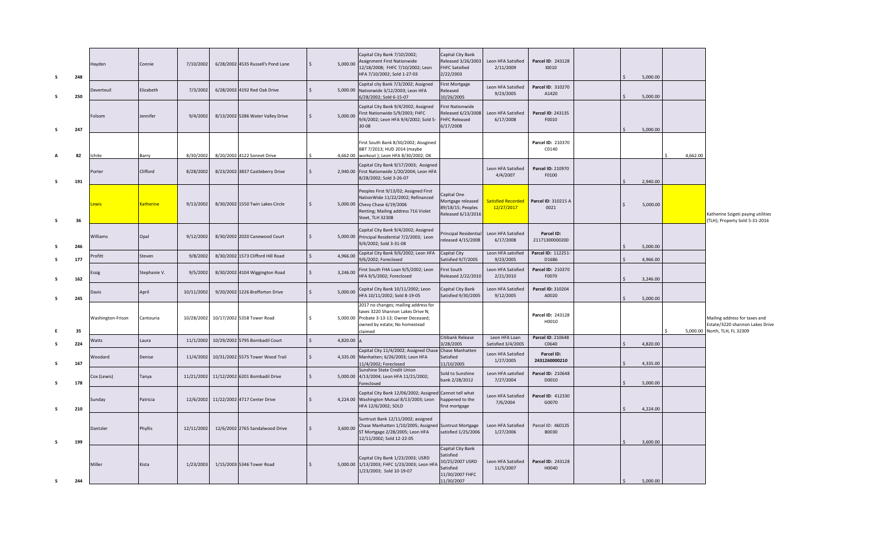| | | | | | | | | | | | | | | | |
|---|---|---|---|---|---|---|---|---|---|---|---|---|---|---|---|
| S | 248 | Hayden | Connie | 7/10/2002 | 6/28/2002 | 4535 Russell's Pond Lane | $ 5,000.00 | Capital City Bank 7/10/2002; Assignment First Nationwide 12/18/2008; FHFC 7/10/2002; Leon HFA 7/10/2002; Sold 1-27-03 | Capital City Bank Released 3/26/2003 FHFC Satisfied 2/22/2003 | Leon HFA Satisfied 2/11/2009 | Parcel ID: 243128 I0010 | | $ 5,000.00 | | |
| S | 250 | Deverteuil | Elizabeth | 7/3/2002 | 6/28/2002 | 4192 Red Oak Drive | $ 5,000.00 | Capital city Bank 7/3/2002; Assigned Nationwide 3/12/2003; Leon HFA 6/28/2002; Sold 6-15-07 | First Mortgage Released 10/26/2005 | Leon HFA Satisfied 9/23/2005 | Parcel ID: 310270 A1420 | | $ 5,000.00 | | |
| S | 247 | Folsom | Jennifer | 9/4/2002 | 8/13/2002 | 5286 Water Valley Drive | $ 5,000.00 | Capital City Bank 9/4/2002; Assigned First Nationwide 5/9/2003; FHFC 9/4/2002; Leon HFA 9/4/2002; Sold 5-30-08 | First Nationwide Released 6/23/2008 FHFC Released 6/17/2008 | Leon HFA Satisfied 6/17/2008 | Parcel ID: 243135 F0010 | | $ 5,000.00 | | |
| A | 82 | Ichite | Barry | 8/30/2002 | 8/20/2002 | 4122 Sonnet Drive | $ 4,662.00 | First South Bank 8/30/2002; Aissgined BBT 7/2013; HUD 2014 (maybe workout ); Leon HFA 8/30/2002; OK | | | Parcel ID: 210370 C0140 | | | $ 4,662.00 | |
| S | 191 | Porter | Clifford | 8/28/2002 | 8/23/2002 | 3837 Castleberry Drive | $ 2,940.00 | Capital City Bank 9/17/2003; Assigned First Nationwide 1/20/2004; Leon HFA 8/28/2002; Sold 3-26-07 | | Leon HFA Satisfied 4/4/2007 | Parcel ID: 210970 F0100 | | $ 2,940.00 | | |
| S | 36 | Lewis | Katherine | 9/13/2002 | 8/30/2002 | 1550 Twin Lakes Circle | $ 5,000.00 | Peoples First 9/13/02; Assigned First NationWide 11/22/2002; Refinanced Chevy Chase 6/19/2006 Renting; Mailing address 716 Violet Steet, TLH 32308 | Capital One Mortgage released 89/18/15; Peoples Released 6/13/2016 | Satisfied Recorded 12/27/2017 | Parcel ID: 310215 A 0021 | | $ 5,000.00 | | Katherine Szigeti paying utilities (TLH); Property Sold 5-31-2016 |
| S | 246 | Williams | Opal | 9/12/2002 | 8/30/2002 | 2020 Canewood Court | $ 5,000.00 | Capital City Bank 9/4/2002; Assigned Principal Residential 7/2/2003; Leon HFA 9/4/2002; Sold 3-31-08 | Principal Residential released 4/15/2008 | Leon HFA Satisfied 6/17/2008 | Parcel ID: 21171300000200 | | $ 5,000.00 | | |
| S | 177 | Profitt | Steven | 9/8/2002 | 8/30/2002 | 1573 Clifford Hill Road | $ 4,966.00 | Capital City Bank 9/6/2002; Leon HFA 9/6/2002; Foreclosed | Capital City Satisfied 9/7/2005 | Leon HFA satisfied 9/23/2005 | Parcel ID: 112251-D1686 | | $ 4,966.00 | | |
| S | 162 | Essig | Stephanie V. | 9/5/2002 | 8/30/2002 | 4104 Wiggington Road | $ 3,246.00 | First South FHA Loan 9/5/2002; Leon HFA 9/5/2002; Foreclosed | First South Released 2/22/2010 | Leon HFA Satisfied 2/21/2010 | Parcel ID: 210370 F0070 | | $ 3,246.00 | | |
| S | 245 | Davis | April | 10/11/2002 | 9/20/2002 | 1226 Brafforton Drive | $ 5,000.00 | Capital City Bank 10/11/2002; Leon HFA 10/11/2002; Sold 8-19-05 | Capital City Bank Satisfied 9/30/2005 | Leon HFA Satisfied 9/12/2005 | Parcel ID: 310204 A0020 | | $ 5,000.00 | | |
| E | 35 | Washington-Frison | Cantouria | 10/28/2002 | 10/17/2002 | 5358 Tower Road | $ 5,000.00 | 2017 no changes; mailing address for taxes 3220 Shannon Lakes Drive N; Probate 3-13-13; Owner Deceased; owned by estate; No homestead claimed | | | Parcel ID: 243128 H0010 | | | $ 5,000.00 | Mailing address for taxes and Estate/3220 shannon Lakes Drive North, TLH, FL 32309 |
| S | 224 | Watts | Laura | 11/1/2002 | 10/29/2002 | 5795 Bombadil Court | $ 4,820.00 | A | Citibank Release 3/28/2005 | Leon HFA Loan Satisfied 3/4/2005 | Parcel ID: 210648 C0640 | | $ 4,820.00 | | |
| S | 167 | Woodard | Denise | 11/4/2002 | 10/31/2002 | 5575 Tower Wood Trail | $ 4,335.00 | Capital City Bank 11/4/2002; Assigned Chase Manhatten; 6/26/2003; Leon HFA 11/4/2002; Foreclosed | Chase Manhatten Satisfied 11/10/2005 | Leon HFA Satisfied 1/27/2005 | Parcel ID: 2431260000210 | | $ 4,335.00 | | |
| S | 178 | Cox (Lewis) | Tanya | 11/21/2002 | 11/12/2002 | 6201 Bombadil Drive | $ 5,000.00 | Sunshine State Credit Union 4/13/2004; Leon HFA 11/21/2002; Foreclosed | Sold to Sunshine bank 2/28/2012 | Leon HFA satisfied 7/27/2004 | Parcel ID: 210648 D0010 | | $ 5,000.00 | | |
| S | 210 | Sunday | Patricia | 12/6/2002 | 11/22/2002 | 4717 Center Drive | $ 4,224.00 | Capital City Bank 12/06/2002; Assigned Washington Mutual 8/13/2003; Leon HFA 12/6/2002; SOLD | Cannot tell what happened to the first mortgage | Leon HFA Satisfied 7/6/2004 | Parcel ID: 412330 G0070 | | $ 4,224.00 | | |
| S | 199 | Dantzler | Phyllis | 12/11/2002 | 12/6/2002 | 2765 Sandalwood Drive | $ 3,600.00 | Suntrust Bank 12/11/2002; assigned Chase Manhatten 1/10/2005; Assigned ST Mortgage 2/28/2005; Leon HFA 12/11/2002; Sold 12-22-05 | Suntrust Mortgage satisfied 1/25/2006 | Leon HFA Satisfied 1/27/2006 | Parcel ID: 460135 B0030 | | $ 3,600.00 | | |
| S | 244 | Miller | Kista | 1/23/2003 | 1/15/2003 | 5346 Tower Road | $ 5,000.00 | Capital City Bank 1/23/2003; USRD 1/13/2003; FHFC 1/23/2003; Leon HFA 1/23/2003; Sold 10-19-07 | Capital City Bank Satisfied 10/25/2007 USRD Satisfied 11/30/2007 FHFC 11/30/2007 | Leon HFA Satisfied 11/5/2007 | Parcel ID: 243128 H0040 | | $ 5,000.00 | | |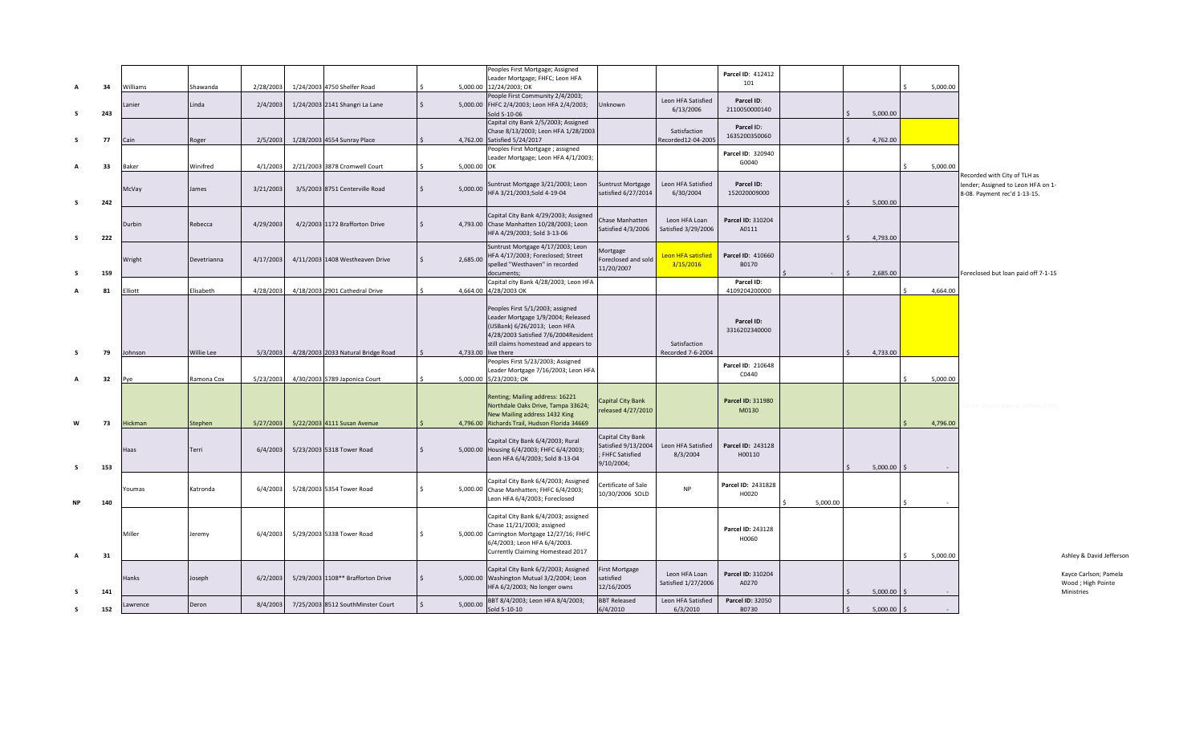| | | | | | | | | | | | | | | | | |
|---|---|---|---|---|---|---|---|---|---|---|---|---|---|---|---|---|
| A | 34 | Williams | Shawanda | 2/28/2003 | 1/24/2003 | 4750 Shelfer Road | $ 5,000.00 | Peoples First Mortgage; Assigned Leader Mortgage; FHFC; Leon HFA 12/24/2003; OK | | | Parcel ID: 412412 101 | | | $ 5,000.00 | | |
| S | 243 | Lanier | Linda | 2/4/2003 | 1/24/2003 | 2141 Shangri La Lane | $ 5,000.00 | People First Community 2/4/2003; FHFC 2/4/2003; Leon HFA 2/4/2003; Sold 5-10-06 | Unknown | Leon HFA Satisfied 6/13/2006 | Parcel ID: 2110050000140 | | $ 5,000.00 | | | |
| S | 77 | Cain | Roger | 2/5/2003 | 1/28/2003 | 4554 Sunray Place | $ 4,762.00 | Capital city Bank 2/5/2003; Assigned Chase 8/13/2003; Leon HFA 1/28/2003 Satisfied 5/24/2017 | | Satisfaction Recorded12-04-2005 | Parcel ID: 1635200350060 | | $ 4,762.00 | | | |
| A | 33 | Baker | Winifred | 4/1/2003 | 2/21/2003 | 3878 Cromwell Court | $ 5,000.00 | Peoples First Mortgage ; assigned Leader Mortgage; Leon HFA 4/1/2003; OK | | | Parcel ID: 320940 G0040 | | | $ 5,000.00 | | |
| S | 242 | McVay | James | 3/21/2003 | 3/5/2003 | 8751 Centerville Road | $ 5,000.00 | Suntrust Mortgage 3/21/2003; Leon HFA 3/21/2003;Sold 4-19-04 | Suntrust Mortgage satisfied 6/27/2014 | Leon HFA Satisfied 6/30/2004 | Parcel ID: 152020009000 | | $ 5,000.00 | | Recorded with City of TLH as lender; Assigned to Leon HFA on 1-8-08. Payment rec'd 1-13-15. | |
| S | 222 | Durbin | Rebecca | 4/29/2003 | 4/2/2003 | 1172 Brafforton Drive | $ 4,793.00 | Capital City Bank 4/29/2003; Assigned Chase Manhatten 10/28/2003; Leon HFA 4/29/2003; Sold 3-13-06 | Chase Manhatten Satisfied 4/3/2006 | Leon HFA Loan Satisfied 3/29/2006 | Parcel ID: 310204 A0111 | | $ 4,793.00 | | | |
| S | 159 | Wright | Devetrianna | 4/17/2003 | 4/11/2003 | 1408 Westhaven Drive | $ 2,685.00 | Suntrust Mortgage 4/17/2003; Leon HFA 4/17/2003; Foreclosed; Street spelled "Westhaven" in recorded documents; | Mortgage Foreclosed and sold 11/20/2007 | Leon HFA satisfied 3/15/2016 | Parcel ID: 410660 B0170 | $ - | $ 2,685.00 | | Foreclosed but loan paid off 7-1-15 | |
| A | 81 | Elliott | Elisabeth | 4/28/2003 | 4/18/2003 | 2901 Cathedral Drive | $ 4,664.00 | Capital city Bank 4/28/2003; Leon HFA 4/28/2003 OK | | | Parcel ID: 4109204200000 | | | $ 4,664.00 | | |
| S | 79 | Johnson | Willie Lee | 5/3/2003 | 4/28/2003 | 2033 Natural Bridge Road | $ 4,733.00 | Peoples First 5/1/2003; assigned Leader Mortgage 1/9/2004; Released (USBank) 6/26/2013; Leon HFA 4/28/2003 Satisfied 7/6/2004Resident still claims homestead and appears to live there | | Satisfaction Recorded 7-6-2004 | Parcel ID: 3316202340000 | | $ 4,733.00 | | | |
| A | 32 | Pye | Ramona Cox | 5/23/2003 | 4/30/2003 | 5789 Japonica Court | $ 5,000.00 | Peoples First 5/23/2003; Assigned Leader Mortgage 7/16/2003; Leon HFA 5/23/2003; OK | | | Parcel ID: 210648 C0440 | | | $ 5,000.00 | | |
| W | 73 | Hickman | Stephen | 5/27/2003 | 5/22/2003 | 4111 Susan Avenue | $ 4,796.00 | Renting; Mailing address: 16221 Northdale Oaks Drive, Tampa 33624; New Mailing address 1432 King Richards Trail, Hudson Florida 34669 | Capital City Bank released 4/27/2010 | | Parcel ID: 311980 M0130 | | | $ 4,796.00 | | |
| S | 153 | Haas | Terri | 6/4/2003 | 5/23/2003 | 5318 Tower Road | $ 5,000.00 | Capital City Bank 6/4/2003; Rural Housing 6/4/2003; FHFC 6/4/2003; Leon HFA 6/4/2003; Sold 8-13-04 | Capital City Bank Satisfied 9/13/2004 ; FHFC Satisfied 9/10/2004; | Leon HFA Satisfied 8/3/2004 | Parcel ID: 243128 H00110 | | $ 5,000.00 | $ - | | |
| NP | 140 | Youmas | Katronda | 6/4/2003 | 5/28/2003 | 5354 Tower Road | $ 5,000.00 | Capital City Bank 6/4/2003; Assigned Chase Manhatten; FHFC 6/4/2003; Leon HFA 6/4/2003; Foreclosed | Certificate of Sale 10/30/2006 SOLD | NP | Parcel ID: 2431828 H0020 | $ 5,000.00 | | $ - | | |
| A | 31 | Miller | Jeremy | 6/4/2003 | 5/29/2003 | 5338 Tower Road | $ 5,000.00 | Capital City Bank 6/4/2003; assigned Chase 11/21/2003; assigned Carrington Mortgage 12/27/16; FHFC 6/4/2003; Leon HFA 6/4/2003. Currently Claiming Homestead 2017 | | | Parcel ID: 243128 H0060 | | | $ 5,000.00 | | Ashley & David Jefferson |
| S | 141 | Hanks | Joseph | 6/2/2003 | 5/29/2003 | 1108** Brafforton Drive | $ 5,000.00 | Capital City Bank 6/2/2003; Assigned Washington Mutual 3/2/2004; Leon HFA 6/2/2003; No longer owns | First Mortgage satisfied 12/16/2005 | Leon HFA Loan Satisfied 1/27/2006 | Parcel ID: 310204 A0270 | | $ 5,000.00 | $ - | | Kayce Carlson; Pamela Wood ; High Pointe Ministries |
| S | 152 | Lawrence | Deron | 8/4/2003 | 7/25/2003 | 8512 SouthMinster Court | $ 5,000.00 | BBT 8/4/2003; Leon HFA 8/4/2003; Sold 5-10-10 | BBT Released 6/4/2010 | Leon HFA Satisfied 6/3/2010 | Parcel ID: 32050 B0730 | | $ 5,000.00 | $ - | | |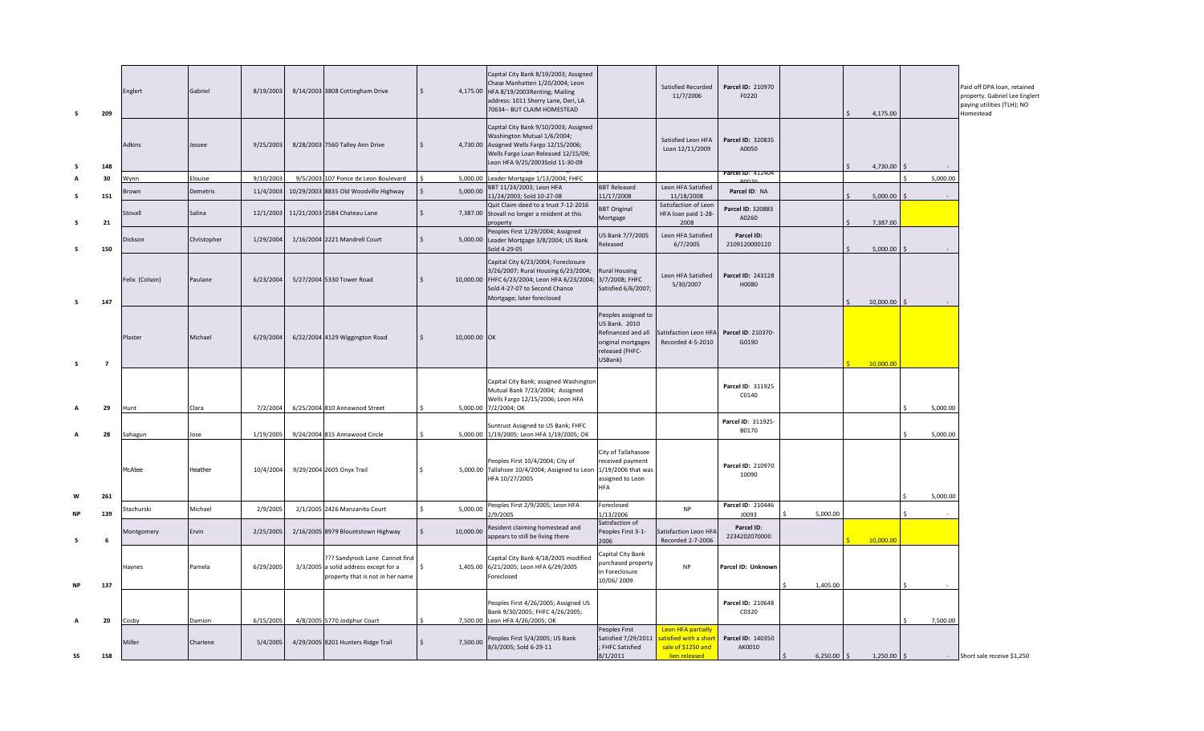| | | | | | | | | | | | | | | | |
|---|---|---|---|---|---|---|---|---|---|---|---|---|---|---|---|
| S | 209 | Englert | Gabriel | 8/19/2003 | 8/14/2003 | 3808 Cottingham Drive | $ 4,175.00 | Capital City Bank 8/19/2003; Assigned Chase Manhatten 1/20/2004; Leon HFA 8/19/2003Renting; Mailing address: 1011 Sherry Lane, Deri, LA 70634-- BUT CLAIM HOMESTEAD | | Satisfied Recorded 11/7/2006 | Parcel ID: 210970 F0220 | | $ 4,175.00 | | Paid off DPA loan, retained property. Gabriel Lee Englert paying utilities (TLH); NO Homestead |
| S | 148 | Adkins | Jessee | 9/25/2003 | 8/28/2003 | 7560 Talley Ann Drive | $ 4,730.00 | Capital City Bank 9/10/2003; Assigned Washington Mutual 1/6/2004; Assigned Wells Fargo 12/15/2006; Wells Fargo Loan Released 12/15/09; Leon HFA 9/25/2003Sold 11-30-09 | | Satisfied Leon HFA Loan 12/11/2009 | Parcel ID: 320835 A0050 | | $ 4,730.00 | $ - | |
| A | 30 | Wynn | Elouise | 9/10/2003 | 9/5/2003 | 107 Ponce de Leon Boulevard | $ 5,000.00 | Leader Mortgage 1/13/2004; FHFC | | | Parcel ID: 412404 B0020 | | | $ 5,000.00 | |
| S | 151 | Brown | Demetris | 11/4/2003 | 10/29/2003 | 8835 Old Woodville Highway | $ 5,000.00 | BBT 11/24/2003; Leon HFA 11/24/2003; Sold 10-27-08 | BBT Released 11/17/2008 | Leon HFA Satisfied 11/18/2008 | Parcel ID: NA | | $ 5,000.00 | $ - | |
| S | 21 | Stovall | Salina | 12/1/2003 | 11/21/2003 | 2584 Chateau Lane | $ 7,387.00 | Quit Claim deed to a trust 7-12-2016 Stovall no longer a resident at this property | BBT Original Mortgage | Satisfaction of Leon HFA loan paid 1-28-2008 | Parcel ID: 320883 A0260 | | $ 7,387.00 | | |
| S | 150 | Dickson | Christopher | 1/29/2004 | 1/16/2004 | 2221 Mandrell Court | $ 5,000.00 | Peoples First 1/29/2004; Assigned Leader Mortgage 3/8/2004; US Bank Sold 4-29-05 | US Bank 7/7/2005 Released | Leon HFA Satisfied 6/7/2005 | Parcel ID: 2109120000120 | | $ 5,000.00 | $ - | |
| S | 147 | Felix (Colson) | Paulane | 6/23/2004 | 5/27/2004 | 5330 Tower Road | $ 10,000.00 | Capital City 6/23/2004; Foreclosure 3/26/2007; Rural Housing 6/23/2004; FHFC 6/23/2004; Leon HFA 6/23/2004; Sold 4-27-07 to Second Chance Mortgage; later foreclosed | Rural Housing 3/7/2008; FHFC Satisfied 6/6/2007; | Leon HFA Satisfied 5/30/2007 | Parcel ID: 243128 H0080 | | $ 10,000.00 | $ - | |
| S | 7 | Plaster | Michael | 6/29/2004 | 6/22/2004 | 4129 Wiggington Road | $ 10,000.00 | OK | Peoples assigned to US Bank. 2010 Refinanced and all original mortgages released (FHFC-USBank) | Satisfaction Leon HFA Recorded 4-5-2010 | Parcel ID: 210370-G0190 | | $ 10,000.00 | | |
| A | 29 | Hunt | Clara | 7/2/2004 | 6/25/2004 | 810 Annawood Street | $ 5,000.00 | Capital City Bank; assigned Washington Mutual Bank 7/23/2004; Assigned Wells Fargo 12/15/2006; Leon HFA 7/2/2004; OK | | | Parcel ID: 311925 C0140 | | | $ 5,000.00 | |
| A | 28 | Sahagun | Jose | 1/19/2005 | 9/24/2004 | 815 Annawood Circle | $ 5,000.00 | Suntrust Assigned to US Bank; FHFC 1/19/2005; Leon HFA 1/19/2005; OK | | | Parcel ID: 311925-B0170 | | | $ 5,000.00 | |
| W | 261 | McAtee | Heather | 10/4/2004 | 9/29/2004 | 2605 Onyx Trail | $ 5,000.00 | Peoples First 10/4/2004; City of Tallahassee 10/4/2004; Assigned to Leon HFA 10/27/2005 | City of Tallahassee received payment 1/19/2006 that was assigned to Leon HFA | | Parcel ID: 210970 10090 | | | $ 5,000.00 | |
| NP | 139 | Stachurski | Michael | 2/9/2005 | 2/1/2005 | 2426 Manzanita Court | $ 5,000.00 | Peoples First 2/9/2005; Leon HFA 2/9/2005 | Foreclosed 1/13/2006 | NP | Parcel ID: 210446 J0093 | $ 5,000.00 | | $ - | |
| S | 6 | Montgomery | Ervin | 2/25/2005 | 2/16/2005 | 8979 Blountstown Highway | $ 10,000.00 | Resident claiming homestead and appears to still be living there | Satisfaction of Peoples First 3-1-2006 | Satisfaction Leon HFA Recorded 2-7-2006 | Parcel ID: 2234202070000 | | $ 10,000.00 | | |
| NP | 137 | Haynes | Pamela | 6/29/2005 | 3/3/2005 | ??? Sandyrock Lane Cannot find a solid address except for a property that is not in her name | $ 1,405.00 | Capital City Bank 4/18/2005 modified 6/21/2005; Leon HFA 6/29/2005 Foreclosed | Capital City Bank purchased property in Foreclosure 10/06/ 2009 | NP | Parcel ID: Unknown | $ 1,405.00 | | $ - | |
| A | 20 | Cosby | Damion | 6/15/2005 | 4/8/2005 | 5770 Jodphur Court | $ 7,500.00 | Peoples First 4/26/2005; Assigned US Bank 9/30/2005; FHFC 4/26/2005; Leon HFA 4/26/2005; OK | | | Parcel ID: 210648 C0320 | | | $ 7,500.00 | |
| SS | 158 | Miller | Charlene | 5/4/2005 | 4/29/2005 | 8201 Hunters Ridge Trail | $ 7,500.00 | Peoples First 5/4/2005; US Bank 8/3/2005; Sold 6-29-11 | Peoples First Satisfied 7/29/2011 ; FHFC Satisfied 8/1/2011 | Leon HFA partially satisfied with a short sale of $1250 and lien released | Parcel ID: 140350 AK0010 | $ 6,250.00 | $ 1,250.00 | $ - | Short sale receive $1,250 |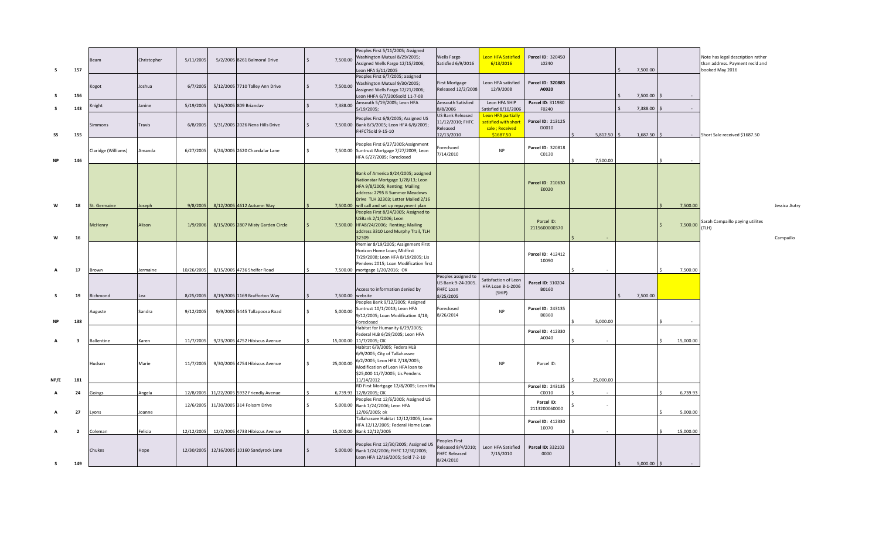| | | | | | | | | | | | | | | | | |
|---|---|---|---|---|---|---|---|---|---|---|---|---|---|---|---|---|
| S | 157 | Beam | Christopher | 5/11/2005 | 5/2/2005 | 8261 Balmoral Drive | $ 7,500.00 | Peoples First 5/11/2005; Assigned Washington Mutual 8/29/2005; Assigned Wells Fargo 12/15/2006; Leon HFA 5/11/2005 | Wells Fargo Satisfied 6/9/2016 | Leon HFA Satisfied 6/13/2016 | Parcel ID: 320450 L0240 | | $ 7,500.00 | | Note has legal description rather than address. Payment rec'd and booked May 2016 | |
| S | 156 | Kogot | Joshua | 6/7/2005 | 5/12/2005 | 7710 Talley Ann Drive | $ 7,500.00 | Peoples First 6/7/2005; assigned Washington Mutual 9/30/2005; Assigned Wells Fargo 12/21/2006; Leon HHFA 6/7/2005sold 11-7-08 | First Mortgage Released 12/2/2008 | Leon HFA satisfied 12/9/2008 | Parcel ID: 320883 A0020 | | $ 7,500.00 | $ - | | |
| S | 143 | Knight | Janine | 5/19/2005 | 5/16/2005 | 809 Briandav | $ 7,388.00 | Amsouth 5/19/2005; Leon HFA 5/19/2005; | Amsouth Satisfied 8/8/2006 | Leon HFA SHIP Satisfied 8/10/2006 | Parcel ID: 311980 F0240 | | $ 7,388.00 | $ - | | |
| SS | 155 | Simmons | Travis | 6/8/2005 | 5/31/2005 | 2026 Nena Hills Drive | $ 7,500.00 | Peoples First 6/8/2005; Assigned US Bank 8/3/2005; Leon HFA 6/8/2005; FHFC?Sold 9-15-10 | US Bank Released 11/12/2010; FHFC Released 12/13/2010 | Leon HFA partially satisfied with short sale ; Received $1687.50 | Parcel ID: 213125 D0010 | $ 5,812.50 | $ 1,687.50 | $ - | Short Sale received $1687.50 | |
| NP | 146 | Claridge (Williams) | Amanda | 6/27/2005 | 6/24/2005 | 2620 Chandalar Lane | $ 7,500.00 | Peoples First 6/27/2005;Assignment Suntrust Mortgage 7/27/2009; Leon HFA 6/27/2005; Foreclosed | Foreclsoed 7/14/2010 | NP | Parcel ID: 320818 C0130 | $ 7,500.00 | | $ - | | |
| W | 18 | St. Germaine | Joseph | 9/8/2005 | 8/12/2005 | 4612 Autumn Way | $ 7,500.00 | Bank of America 8/24/2005; assigned Nationstar Mortgage 1/28/13; Leon HFA 9/8/2005; Renting; Mailing address: 2795 B Summer Meadows Drive TLH 32303; Letter Mailed 2/16 will call and set up repayment plan | | | Parcel ID: 210630 E0020 | | | $ 7,500.00 | | Jessica Autry |
| W | 16 | McHenry | Alison | 1/9/2006 | 8/15/2005 | 2807 Misty Garden Circle | $ 7,500.00 | Peoples First 8/24/2005; Assigned to USBank 2/1/2006; Leon HFA8/24/2006; Renting; Mailing address 3310 Lord Murphy Trail, TLH 32309 | | | Parcel ID: 2115600000370 | $ - | | $ 7,500.00 | Sarah Campaillo paying utilites (TLH) | Campaillo |
| A | 17 | Brown | Jermaine | 10/26/2005 | 8/15/2005 | 4736 Shelfer Road | $ 7,500.00 | Premier 8/19/2005; Assignment First Horizon Home Loan; Midfirst 7/29/2008; Leon HFA 8/19/2005; Lis Pendens 2015; Loan Modification first mortgage 1/20/2016; OK | | | Parcel ID: 412412 10090 | $ - | | $ 7,500.00 | | |
| S | 19 | Richmond | Lea | 8/25/2005 | 8/19/2005 | 1169 Brafforton Way | $ 7,500.00 | Access to information denied by website | Peoples assigned to US Bank 9-24-2005. FHFC Loan 8/25/2005 | Satisfaction of Leon HFA Loan 8-1-2006 (SHIP) | Parcel ID: 310204 B0160 | | $ 7,500.00 | | | |
| NP | 138 | Auguste | Sandra | 9/12/2005 | 9/9/2005 | 5445 Tallapoosa Road | $ 5,000.00 | Peoples Bank 9/12/2005; Assigned Suntrust 10/1/2013; Leon HFA 9/12/2005; Loan Modification 4/18; Foreclosed | Foreclosed 8/26/2014 | NP | Parcel ID: 243135 B0360 | $ 5,000.00 | | $ - | | |
| A | 3 | Ballentine | Karen | 11/7/2005 | 9/23/2005 | 4752 Hibiscus Avenue | $ 15,000.00 | Habitat for Humanity 6/29/2005; Federal HLB 6/29/2005; Leon HFA 11/7/2005; OK | | | Parcel ID: 412330 A0040 | $ - | | $ 15,000.00 | | |
| NP/E | 181 | Hudson | Marie | 11/7/2005 | 9/30/2005 | 4754 Hibiscus Avenue | $ 25,000.00 | Habitat 6/9/2005; Federa HLB 6/9/2005; City of Tallahassee 6/2/2005; Leon HFA 7/18/2005; Modification of Leon HFA loan to $25,000 11/7/2005; Lis Pendens 11/14/2012 | | NP | Parcel ID: | $ 25,000.00 | | | | |
| A | 24 | Goings | Angela | 12/8/2005 | 11/22/2005 | 5932 Friendly Avenue | $ 6,739.93 | RD First Mortgage 12/8/2005; Leon Hfa 12/8/2005; OK | | | Parcel ID: 243135 C0010 | $ - | | $ 6,739.93 | | |
| A | 27 | Lyons | Joanne | 12/6/2005 | 11/30/2005 | 314 Folsom Drive | $ 5,000.00 | Peoples First 12/6/2005; Assigned US Bank 1/24/2006; Leon HFA 12/06/2005; ok | | | Parcel ID: 2113200060000 | $ - | | $ 5,000.00 | | |
| A | 2 | Coleman | Felicia | 12/12/2005 | 12/2/2005 | 4733 Hibiscus Avenue | $ 15,000.00 | Tallahassee Habitat 12/12/2005; Leon HFA 12/12/2005; Federal Home Loan Bank 12/12/2005 | | | Parcel ID: 412330 10070 | $ - | | $ 15,000.00 | | |
| S | 149 | Chukes | Hope | 12/30/2005 | 12/16/2005 | 10160 Sandyrock Lane | $ 5,000.00 | Peoples First 12/30/2005; Assigned US Bank 1/24/2006; FHFC 12/30/2005; Leon HFA 12/16/2005; Sold 7-2-10 | Peoples First Released 8/4/2010; FHFC Released 8/24/2010 | Leon HFA Satisfied 7/15/2010 | Parcel ID: 332103 0000 | | $ 5,000.00 | $ - | | |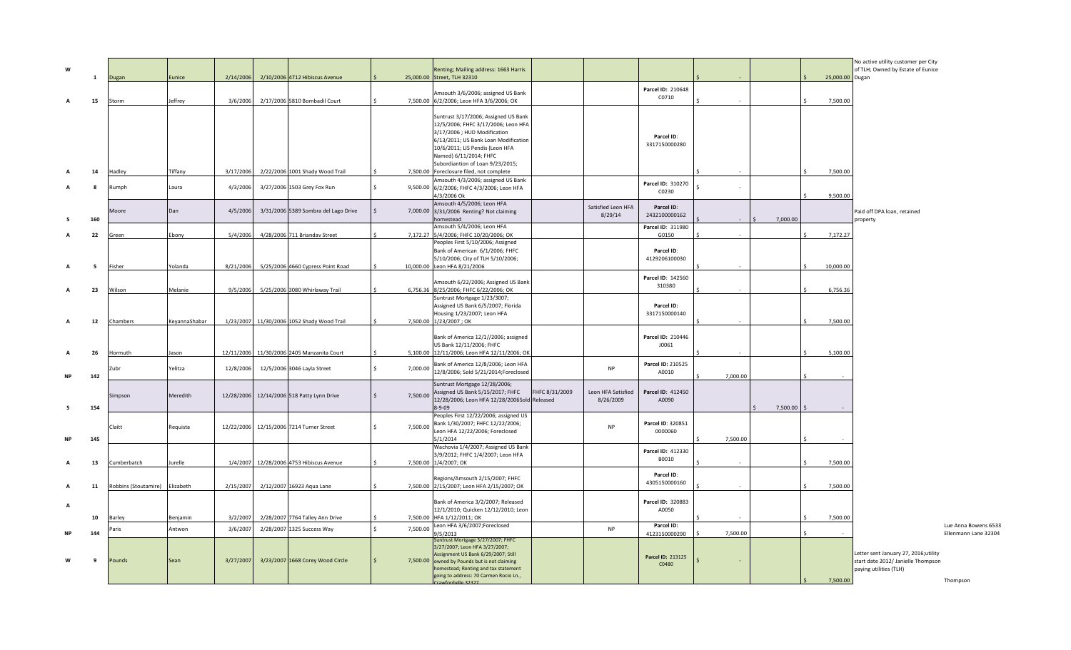| | | | | | | | | | | | | | | | |
|---|---|---|---|---|---|---|---|---|---|---|---|---|---|---|---|
| W | 1 | Dugan | Eunice | 2/14/2006 | 2/10/2006 | 4712 Hibiscus Avenue | $ 25,000.00 | Renting; Mailing address: 1663 Harris Street, TLH 32310 | | | | $ - | | $ 25,000.00 | No active utility customer per City of TLH; Owned by Estate of Eunice Dugan |
| A | 15 | Storm | Jeffrey | 3/6/2006 | 2/17/2006 | 5810 Bombadil Court | $ 7,500.00 | Amsouth 3/6/2006; assigned US Bank 6/2/2006; Leon HFA 3/6/2006; OK | | | Parcel ID: 210648 C0710 | $ - | | $ 7,500.00 | |
| A | 14 | Hadley | Tiffany | 3/17/2006 | 2/22/2006 | 1001 Shady Wood Trail | $ 7,500.00 | Suntrust 3/17/2006; Assigned US Bank 12/5/2006; FHFC 3/17/2006; Leon HFA 3/17/2006 ; HUD Modification 6/13/2011; US Bank Loan Modification 10/6/2011; US Pendis (Leon HFA Named) 6/11/2014; FHFC Subordiantion of Loan 9/23/2015; Foreclosure filed, not complete | | | Parcel ID: 3317150000280 | $ - | | $ 7,500.00 | |
| A | 8 | Rumph | Laura | 4/3/2006 | 3/27/2006 | 1503 Grey Fox Run | $ 9,500.00 | Amsouth 4/3/2006; assigned US Bank 6/2/2006; FHFC 4/3/2006; Leon HFA 4/3/2006 Ok | | | Parcel ID: 310270 C0230 | $ - | | $ 9,500.00 | |
| S | 160 | Moore | Dan | 4/5/2006 | 3/31/2006 | 5389 Sombra del Lago Drive | $ 7,000.00 | Amsouth 4/5/2006; Leon HFA 3/31/2006 Renting? Not claiming homestead | | Satisfied Leon HFA 8/29/14 | Parcel ID: 2432100000162 | $ - | $ 7,000.00 | | Paid off DPA loan, retained property |
| A | 22 | Green | Ebony | 5/4/2006 | 4/28/2006 | 711 Briandav Street | $ 7,172.27 | Amsouth 5/4/2006; Leon HFA 5/4/2006; FHFC 10/20/2006; OK | | | Parcel ID: 311980 G0150 | $ - | | $ 7,172.27 | |
| A | 5 | Fisher | Yolanda | 8/21/2006 | 5/25/2006 | 4660 Cypress Point Road | $ 10,000.00 | Peoples First 5/10/2006; Assigned Bank of American 6/1/2006; FHFC 5/10/2006; City of TLH 5/10/2006; Leon HFA 8/21/2006 | | | Parcel ID: 4129206100030 | $ - | | $ 10,000.00 | |
| A | 23 | Wilson | Melanie | 9/5/2006 | 5/25/2006 | 3080 Whirlaway Trail | $ 6,756.36 | Amsouth 6/22/2006; Assigned US Bank 8/25/2006; FHFC 6/22/2006; OK | | | Parcel ID: 142560 310380 | $ - | | $ 6,756.36 | |
| A | 12 | Chambers | KeyannaShabar | 1/23/2007 | 11/30/2006 | 1052 Shady Wood Trail | $ 7,500.00 | Suntrust Mortgage 1/23/3007; Assigned US Bank 6/5/2007; Florida Housing 1/23/2007; Leon HFA 1/23/2007 ; OK | | | Parcel ID: 3317150000140 | $ - | | $ 7,500.00 | |
| A | 26 | Hormuth | Jason | 12/11/2006 | 11/30/2006 | 2405 Manzanita Court | $ 5,100.00 | Bank of America 12/1/2006; assigned US Bank 12/11/2006; FHFC 12/11/2006; Leon HFA 12/11/2006; OK | | | Parcel ID: 210446 J0061 | $ - | | $ 5,100.00 | |
| NP | 142 | Zubr | Yelitza | 12/8/2006 | 12/5/2006 | 3046 Layla Street | $ 7,000.00 | Bank of America 12/8/2006; Leon HFA 12/8/2006; Sold 5/21/2014;Foreclosed | | NP | Parcel ID: 210525 A0010 | $ 7,000.00 | | $ - | |
| S | 154 | Simpson | Meredith | 12/28/2006 | 12/14/2006 | 518 Patty Lynn Drive | $ 7,500.00 | Suntrust Mortgage 12/28/2006; Assigned US Bank 5/15/2017; FHFC 12/28/2006; Leon HFA 12/28/2006Sold 8-9-09 | FHFC 8/31/2009 Released | Leon HFA Satisfied 8/26/2009 | Parcel ID: 412450 A0090 | | $ 7,500.00 | $ - | |
| NP | 145 | Claitt | Requista | 12/22/2006 | 12/15/2006 | 7214 Turner Street | $ 7,500.00 | Peoples First 12/22/2006; assigned US Bank 1/30/2007; FHFC 12/22/2006; Leon HFA 12/22/2006; Foreclosed 5/1/2014 | | NP | Parcel ID: 320851 0000060 | $ 7,500.00 | | $ - | |
| A | 13 | Cumberbatch | Jurelle | 1/4/2007 | 12/28/2006 | 4753 Hibiscus Avenue | $ 7,500.00 | Wachovia 1/4/2007; Assigned US Bank 3/9/2012; FHFC 1/4/2007; Leon HFA 1/4/2007; OK | | | Parcel ID: 412330 B0010 | $ - | | $ 7,500.00 | |
| A | 11 | Robbins (Stoutamire) | Elizabeth | 2/15/2007 | 2/12/2007 | 16923 Aqua Lane | $ 7,500.00 | Regions/Amsouth 2/15/2007; FHFC 2/15/2007; Leon HFA 2/15/2007; OK | | | Parcel ID: 4305150000160 | $ - | | $ 7,500.00 | |
| A | 10 | Barley | Benjamin | 3/2/2007 | 2/28/2007 | 7764 Talley Ann Drive | $ 7,500.00 | Bank of America 3/2/2007; Released 12/1/2010; Quicken 12/12/2010; Leon HFA 1/12/2011; OK | | | Parcel ID: 320883 A0050 | $ - | | $ 7,500.00 | |
| NP | 144 | Paris | Antwon | 3/6/2007 | 2/28/2007 | 1325 Success Way | $ 7,500.00 | Leon HFA 3/6/2007;Foreclosed 9/5/2013 | | NP | Parcel ID: 4123150000290 | $ 7,500.00 | | $ - | Lue Anna Bowens 6533 Ellenmann Lane 32304 |
| W | 9 | Pounds | Sean | 3/27/2007 | 3/23/2007 | 1668 Corey Wood Circle | $ 7,500.00 | Suntrust Mortgage 3/27/2007; FHFC 3/27/2007; Leon HFA 3/27/2007; Assignment US Bank 6/29/2007; Still owned by Pounds but is not claiming homestead; Renting and tax statement going to address: 70 Carmen Rocio Ln., Crawfordville 32327 | | | Parcel ID: 213125 C0480 | $ - | | $ 7,500.00 | Letter sent January 27, 2016;utility start date 2012/ Janielle Thompson paying utilities (TLH) Thompson |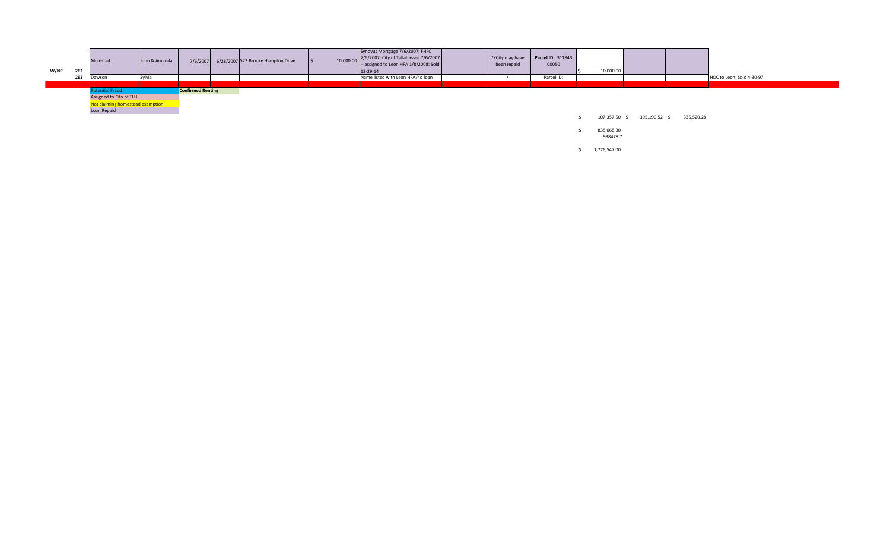| | | | | | | | | | | | | | | | | |
|---|---|---|---|---|---|---|---|---|---|---|---|---|---|---|---|---|
| W/NP | 262 | Moldstad | John & Amanda | 7/6/2007 | 6/28/2007 | 523 Brooke Hampton Drive | $ 10,000.00 | Synovus Mortgage 7/6/2007; FHFC 7/6/2007; City of Tallahassee 7/6/2007 -- assigned to Leon HFA 1/8/2008; Sold 12-29-14 | | ??City may have been repaid | **Parcel ID:** 311843 C0050 | $ 10,000.00 | | | |
| | 263 | Dawson | Sylvia | | | | | Name listed with Leon HFA/no loan | | \ | Parcel ID: | | | | HDC to Leon; Sold 4-30-97 |

Potential Fraud

Confirmed Renting

Assigned to City of TLH

Not claiming homestead exemption

Loan Repaid

| | | |
|---|---|---|
| $ 107,357.50 | $ 395,190.52 | $ 335,520.28 |
| $ 838,068.30 | | |
| 938478.7 | | |
| $ 1,776,547.00 | | |